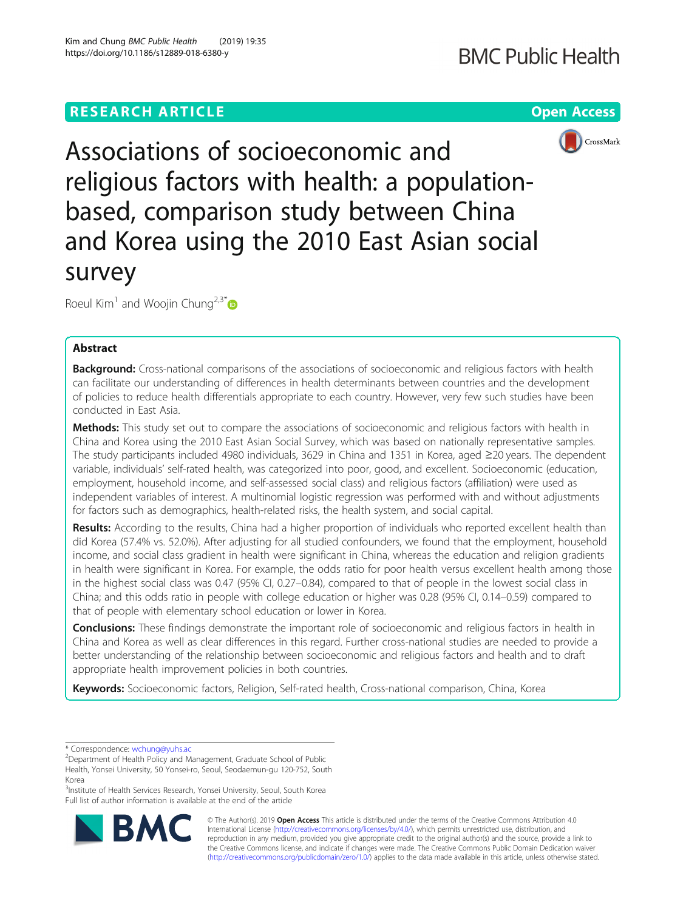RESEARCH ARTICLE

Open Access

# Associations of socioeconomic and religious factors with health: a population-based, comparison study between China and Korea using the 2010 East Asian social survey

Roeul Kim[1] and Woojin Chung[2,3*]

## Abstract

**Background:** Cross-national comparisons of the associations of socioeconomic and religious factors with health can facilitate our understanding of differences in health determinants between countries and the development of policies to reduce health differentials appropriate to each country. However, very few such studies have been conducted in East Asia.

**Methods:** This study set out to compare the associations of socioeconomic and religious factors with health in China and Korea using the 2010 East Asian Social Survey, which was based on nationally representative samples. The study participants included 4980 individuals, 3629 in China and 1351 in Korea, aged ≥20 years. The dependent variable, individuals' self-rated health, was categorized into poor, good, and excellent. Socioeconomic (education, employment, household income, and self-assessed social class) and religious factors (affiliation) were used as independent variables of interest. A multinomial logistic regression was performed with and without adjustments for factors such as demographics, health-related risks, the health system, and social capital.

**Results:** According to the results, China had a higher proportion of individuals who reported excellent health than did Korea (57.4% vs. 52.0%). After adjusting for all studied confounders, we found that the employment, household income, and social class gradient in health were significant in China, whereas the education and religion gradients in health were significant in Korea. For example, the odds ratio for poor health versus excellent health among those in the highest social class was 0.47 (95% CI, 0.27–0.84), compared to that of people in the lowest social class in China; and this odds ratio in people with college education or higher was 0.28 (95% CI, 0.14–0.59) compared to that of people with elementary school education or lower in Korea.

**Conclusions:** These findings demonstrate the important role of socioeconomic and religious factors in health in China and Korea as well as clear differences in this regard. Further cross-national studies are needed to provide a better understanding of the relationship between socioeconomic and religious factors and health and to draft appropriate health improvement policies in both countries.

**Keywords:** Socioeconomic factors, Religion, Self-rated health, Cross-national comparison, China, Korea

---

\* Correspondence: wchung@yuhs.ac

[2]Department of Health Policy and Management, Graduate School of Public Health, Yonsei University, 50 Yonsei-ro, Seoul, Seodaemun-gu 120-752, South Korea

[3]Institute of Health Services Research, Yonsei University, Seoul, South Korea

Full list of author information is available at the end of the article

© The Author(s). 2019 **Open Access** This article is distributed under the terms of the Creative Commons Attribution 4.0 International License (http://creativecommons.org/licenses/by/4.0/), which permits unrestricted use, distribution, and reproduction in any medium, provided you give appropriate credit to the original author(s) and the source, provide a link to the Creative Commons license, and indicate if changes were made. The Creative Commons Public Domain Dedication waiver (http://creativecommons.org/publicdomain/zero/1.0/) applies to the data made available in this article, unless otherwise stated.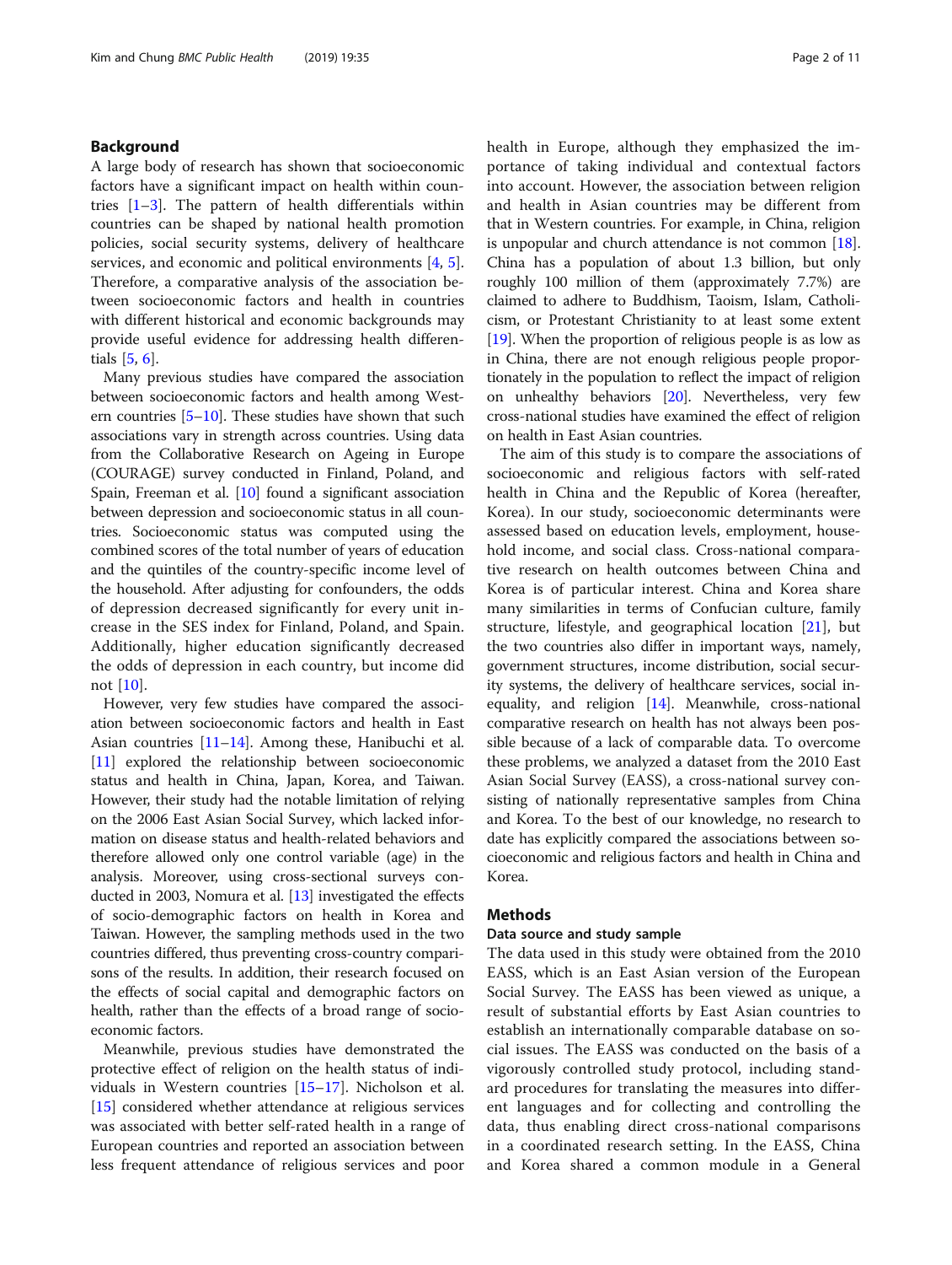## Background

A large body of research has shown that socioeconomic factors have a significant impact on health within countries [1–3]. The pattern of health differentials within countries can be shaped by national health promotion policies, social security systems, delivery of healthcare services, and economic and political environments [4, 5]. Therefore, a comparative analysis of the association between socioeconomic factors and health in countries with different historical and economic backgrounds may provide useful evidence for addressing health differentials [5, 6].

Many previous studies have compared the association between socioeconomic factors and health among Western countries [5–10]. These studies have shown that such associations vary in strength across countries. Using data from the Collaborative Research on Ageing in Europe (COURAGE) survey conducted in Finland, Poland, and Spain, Freeman et al. [10] found a significant association between depression and socioeconomic status in all countries. Socioeconomic status was computed using the combined scores of the total number of years of education and the quintiles of the country-specific income level of the household. After adjusting for confounders, the odds of depression decreased significantly for every unit increase in the SES index for Finland, Poland, and Spain. Additionally, higher education significantly decreased the odds of depression in each country, but income did not [10].

However, very few studies have compared the association between socioeconomic factors and health in East Asian countries [11–14]. Among these, Hanibuchi et al. [11] explored the relationship between socioeconomic status and health in China, Japan, Korea, and Taiwan. However, their study had the notable limitation of relying on the 2006 East Asian Social Survey, which lacked information on disease status and health-related behaviors and therefore allowed only one control variable (age) in the analysis. Moreover, using cross-sectional surveys conducted in 2003, Nomura et al. [13] investigated the effects of socio-demographic factors on health in Korea and Taiwan. However, the sampling methods used in the two countries differed, thus preventing cross-country comparisons of the results. In addition, their research focused on the effects of social capital and demographic factors on health, rather than the effects of a broad range of socioeconomic factors.

Meanwhile, previous studies have demonstrated the protective effect of religion on the health status of individuals in Western countries [15–17]. Nicholson et al. [15] considered whether attendance at religious services was associated with better self-rated health in a range of European countries and reported an association between less frequent attendance of religious services and poor health in Europe, although they emphasized the importance of taking individual and contextual factors into account. However, the association between religion and health in Asian countries may be different from that in Western countries. For example, in China, religion is unpopular and church attendance is not common [18]. China has a population of about 1.3 billion, but only roughly 100 million of them (approximately 7.7%) are claimed to adhere to Buddhism, Taoism, Islam, Catholicism, or Protestant Christianity to at least some extent [19]. When the proportion of religious people is as low as in China, there are not enough religious people proportionately in the population to reflect the impact of religion on unhealthy behaviors [20]. Nevertheless, very few cross-national studies have examined the effect of religion on health in East Asian countries.

The aim of this study is to compare the associations of socioeconomic and religious factors with self-rated health in China and the Republic of Korea (hereafter, Korea). In our study, socioeconomic determinants were assessed based on education levels, employment, household income, and social class. Cross-national comparative research on health outcomes between China and Korea is of particular interest. China and Korea share many similarities in terms of Confucian culture, family structure, lifestyle, and geographical location [21], but the two countries also differ in important ways, namely, government structures, income distribution, social security systems, the delivery of healthcare services, social inequality, and religion [14]. Meanwhile, cross-national comparative research on health has not always been possible because of a lack of comparable data. To overcome these problems, we analyzed a dataset from the 2010 East Asian Social Survey (EASS), a cross-national survey consisting of nationally representative samples from China and Korea. To the best of our knowledge, no research to date has explicitly compared the associations between socioeconomic and religious factors and health in China and Korea.

## Methods

### Data source and study sample

The data used in this study were obtained from the 2010 EASS, which is an East Asian version of the European Social Survey. The EASS has been viewed as unique, a result of substantial efforts by East Asian countries to establish an internationally comparable database on social issues. The EASS was conducted on the basis of a vigorously controlled study protocol, including standard procedures for translating the measures into different languages and for collecting and controlling the data, thus enabling direct cross-national comparisons in a coordinated research setting. In the EASS, China and Korea shared a common module in a General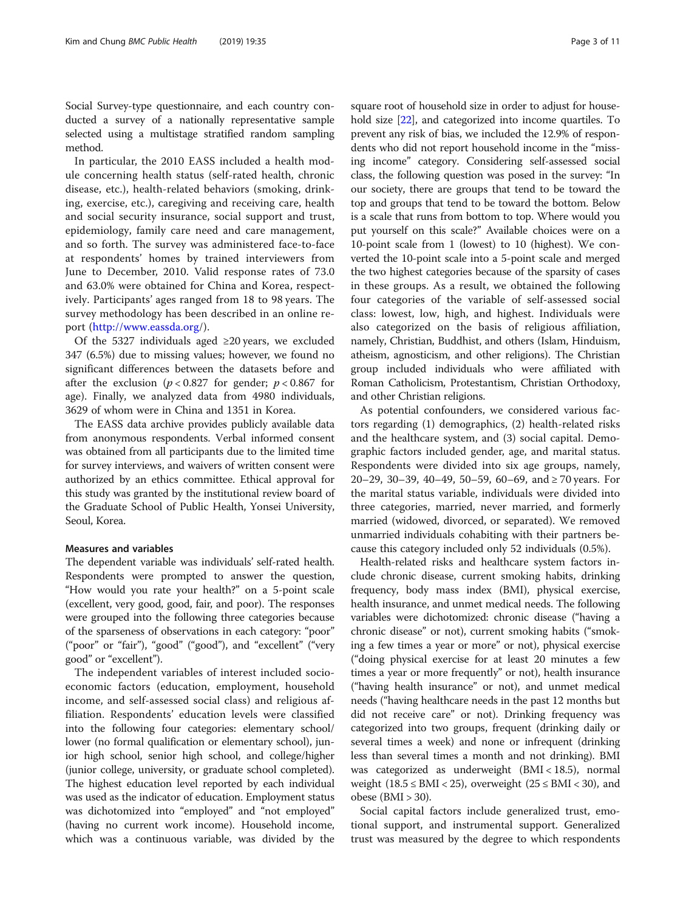Social Survey-type questionnaire, and each country conducted a survey of a nationally representative sample selected using a multistage stratified random sampling method.

In particular, the 2010 EASS included a health module concerning health status (self-rated health, chronic disease, etc.), health-related behaviors (smoking, drinking, exercise, etc.), caregiving and receiving care, health and social security insurance, social support and trust, epidemiology, family care need and care management, and so forth. The survey was administered face-to-face at respondents' homes by trained interviewers from June to December, 2010. Valid response rates of 73.0 and 63.0% were obtained for China and Korea, respectively. Participants' ages ranged from 18 to 98 years. The survey methodology has been described in an online report (http://www.eassda.org/).

Of the 5327 individuals aged ≥20 years, we excluded 347 (6.5%) due to missing values; however, we found no significant differences between the datasets before and after the exclusion ($p < 0.827$ for gender; $p < 0.867$ for age). Finally, we analyzed data from 4980 individuals, 3629 of whom were in China and 1351 in Korea.

The EASS data archive provides publicly available data from anonymous respondents. Verbal informed consent was obtained from all participants due to the limited time for survey interviews, and waivers of written consent were authorized by an ethics committee. Ethical approval for this study was granted by the institutional review board of the Graduate School of Public Health, Yonsei University, Seoul, Korea.

### Measures and variables

The dependent variable was individuals' self-rated health. Respondents were prompted to answer the question, "How would you rate your health?" on a 5-point scale (excellent, very good, good, fair, and poor). The responses were grouped into the following three categories because of the sparseness of observations in each category: "poor" ("poor" or "fair"), "good" ("good"), and "excellent" ("very good" or "excellent").

The independent variables of interest included socioeconomic factors (education, employment, household income, and self-assessed social class) and religious affiliation. Respondents' education levels were classified into the following four categories: elementary school/lower (no formal qualification or elementary school), junior high school, senior high school, and college/higher (junior college, university, or graduate school completed). The highest education level reported by each individual was used as the indicator of education. Employment status was dichotomized into "employed" and "not employed" (having no current work income). Household income, which was a continuous variable, was divided by the square root of household size in order to adjust for household size [22], and categorized into income quartiles. To prevent any risk of bias, we included the 12.9% of respondents who did not report household income in the "missing income" category. Considering self-assessed social class, the following question was posed in the survey: "In our society, there are groups that tend to be toward the top and groups that tend to be toward the bottom. Below is a scale that runs from bottom to top. Where would you put yourself on this scale?" Available choices were on a 10-point scale from 1 (lowest) to 10 (highest). We converted the 10-point scale into a 5-point scale and merged the two highest categories because of the sparsity of cases in these groups. As a result, we obtained the following four categories of the variable of self-assessed social class: lowest, low, high, and highest. Individuals were also categorized on the basis of religious affiliation, namely, Christian, Buddhist, and others (Islam, Hinduism, atheism, agnosticism, and other religions). The Christian group included individuals who were affiliated with Roman Catholicism, Protestantism, Christian Orthodoxy, and other Christian religions.

As potential confounders, we considered various factors regarding (1) demographics, (2) health-related risks and the healthcare system, and (3) social capital. Demographic factors included gender, age, and marital status. Respondents were divided into six age groups, namely, 20–29, 30–39, 40–49, 50–59, 60–69, and ≥ 70 years. For the marital status variable, individuals were divided into three categories, married, never married, and formerly married (widowed, divorced, or separated). We removed unmarried individuals cohabiting with their partners because this category included only 52 individuals (0.5%).

Health-related risks and healthcare system factors include chronic disease, current smoking habits, drinking frequency, body mass index (BMI), physical exercise, health insurance, and unmet medical needs. The following variables were dichotomized: chronic disease ("having a chronic disease" or not), current smoking habits ("smoking a few times a year or more" or not), physical exercise ("doing physical exercise for at least 20 minutes a few times a year or more frequently" or not), health insurance ("having health insurance" or not), and unmet medical needs ("having healthcare needs in the past 12 months but did not receive care" or not). Drinking frequency was categorized into two groups, frequent (drinking daily or several times a week) and none or infrequent (drinking less than several times a month and not drinking). BMI was categorized as underweight (BMI < 18.5), normal weight (18.5 ≤ BMI < 25), overweight (25 ≤ BMI < 30), and obese (BMI > 30).

Social capital factors include generalized trust, emotional support, and instrumental support. Generalized trust was measured by the degree to which respondents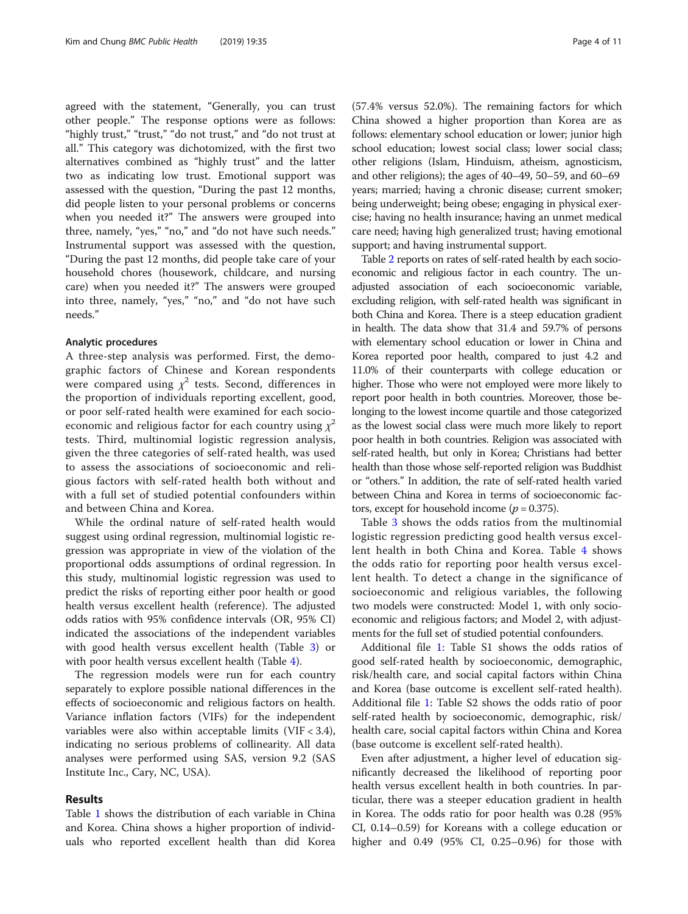agreed with the statement, "Generally, you can trust other people." The response options were as follows: "highly trust," "trust," "do not trust," and "do not trust at all." This category was dichotomized, with the first two alternatives combined as "highly trust" and the latter two as indicating low trust. Emotional support was assessed with the question, "During the past 12 months, did people listen to your personal problems or concerns when you needed it?" The answers were grouped into three, namely, "yes," "no," and "do not have such needs." Instrumental support was assessed with the question, "During the past 12 months, did people take care of your household chores (housework, childcare, and nursing care) when you needed it?" The answers were grouped into three, namely, "yes," "no," and "do not have such needs."

### Analytic procedures

A three-step analysis was performed. First, the demographic factors of Chinese and Korean respondents were compared using $\chi^2$ tests. Second, differences in the proportion of individuals reporting excellent, good, or poor self-rated health were examined for each socioeconomic and religious factor for each country using $\chi^2$ tests. Third, multinomial logistic regression analysis, given the three categories of self-rated health, was used to assess the associations of socioeconomic and religious factors with self-rated health both without and with a full set of studied potential confounders within and between China and Korea.

While the ordinal nature of self-rated health would suggest using ordinal regression, multinomial logistic regression was appropriate in view of the violation of the proportional odds assumptions of ordinal regression. In this study, multinomial logistic regression was used to predict the risks of reporting either poor health or good health versus excellent health (reference). The adjusted odds ratios with 95% confidence intervals (OR, 95% CI) indicated the associations of the independent variables with good health versus excellent health (Table 3) or with poor health versus excellent health (Table 4).

The regression models were run for each country separately to explore possible national differences in the effects of socioeconomic and religious factors on health. Variance inflation factors (VIFs) for the independent variables were also within acceptable limits (VIF < 3.4), indicating no serious problems of collinearity. All data analyses were performed using SAS, version 9.2 (SAS Institute Inc., Cary, NC, USA).

## Results

Table 1 shows the distribution of each variable in China and Korea. China shows a higher proportion of individuals who reported excellent health than did Korea (57.4% versus 52.0%). The remaining factors for which China showed a higher proportion than Korea are as follows: elementary school education or lower; junior high school education; lowest social class; lower social class; other religions (Islam, Hinduism, atheism, agnosticism, and other religions); the ages of 40–49, 50–59, and 60–69 years; married; having a chronic disease; current smoker; being underweight; being obese; engaging in physical exercise; having no health insurance; having an unmet medical care need; having high generalized trust; having emotional support; and having instrumental support.

Table 2 reports on rates of self-rated health by each socioeconomic and religious factor in each country. The unadjusted association of each socioeconomic variable, excluding religion, with self-rated health was significant in both China and Korea. There is a steep education gradient in health. The data show that 31.4 and 59.7% of persons with elementary school education or lower in China and Korea reported poor health, compared to just 4.2 and 11.0% of their counterparts with college education or higher. Those who were not employed were more likely to report poor health in both countries. Moreover, those belonging to the lowest income quartile and those categorized as the lowest social class were much more likely to report poor health in both countries. Religion was associated with self-rated health, but only in Korea; Christians had better health than those whose self-reported religion was Buddhist or "others." In addition, the rate of self-rated health varied between China and Korea in terms of socioeconomic factors, except for household income ($p = 0.375$).

Table 3 shows the odds ratios from the multinomial logistic regression predicting good health versus excellent health in both China and Korea. Table 4 shows the odds ratio for reporting poor health versus excellent health. To detect a change in the significance of socioeconomic and religious variables, the following two models were constructed: Model 1, with only socioeconomic and religious factors; and Model 2, with adjustments for the full set of studied potential confounders.

Additional file 1: Table S1 shows the odds ratios of good self-rated health by socioeconomic, demographic, risk/health care, and social capital factors within China and Korea (base outcome is excellent self-rated health). Additional file 1: Table S2 shows the odds ratio of poor self-rated health by socioeconomic, demographic, risk/health care, social capital factors within China and Korea (base outcome is excellent self-rated health).

Even after adjustment, a higher level of education significantly decreased the likelihood of reporting poor health versus excellent health in both countries. In particular, there was a steeper education gradient in health in Korea. The odds ratio for poor health was 0.28 (95% CI, 0.14–0.59) for Koreans with a college education or higher and 0.49 (95% CI, 0.25–0.96) for those with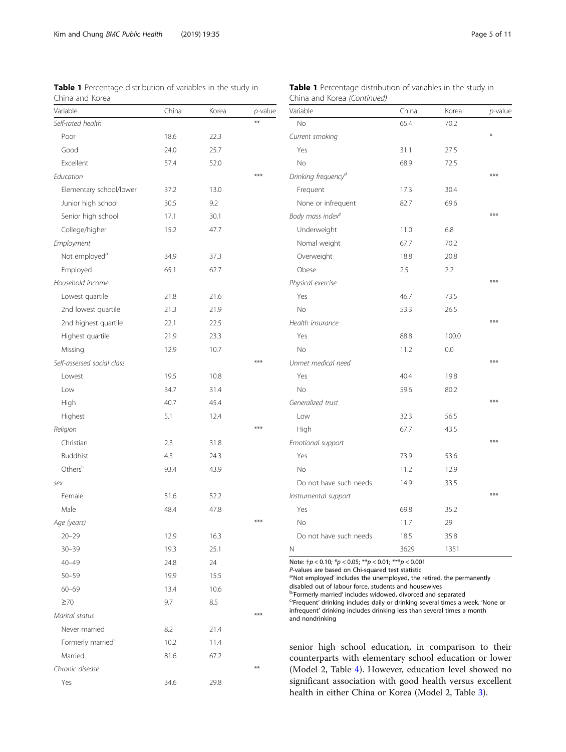**Table 1** Percentage distribution of variables in the study in China and Korea

| Variable | China | Korea | *p*-value |
|---|---|---|---|
| *Self-rated health* | | | ** |
| Poor | 18.6 | 22.3 | |
| Good | 24.0 | 25.7 | |
| Excellent | 57.4 | 52.0 | |
| *Education* | | | *** |
| Elementary school/lower | 37.2 | 13.0 | |
| Junior high school | 30.5 | 9.2 | |
| Senior high school | 17.1 | 30.1 | |
| College/higher | 15.2 | 47.7 | |
| *Employment* | | | |
| Not employed[a] | 34.9 | 37.3 | |
| Employed | 65.1 | 62.7 | |
| *Household income* | | | |
| Lowest quartile | 21.8 | 21.6 | |
| 2nd lowest quartile | 21.3 | 21.9 | |
| 2nd highest quartile | 22.1 | 22.5 | |
| Highest quartile | 21.9 | 23.3 | |
| Missing | 12.9 | 10.7 | |
| *Self-assessed social class* | | | *** |
| Lowest | 19.5 | 10.8 | |
| Low | 34.7 | 31.4 | |
| High | 40.7 | 45.4 | |
| Highest | 5.1 | 12.4 | |
| *Religion* | | | *** |
| Christian | 2.3 | 31.8 | |
| Buddhist | 4.3 | 24.3 | |
| Others[b] | 93.4 | 43.9 | |
| *sex* | | | |
| Female | 51.6 | 52.2 | |
| Male | 48.4 | 47.8 | |
| *Age (years)* | | | *** |
| 20–29 | 12.9 | 16.3 | |
| 30–39 | 19.3 | 25.1 | |
| 40–49 | 24.8 | 24 | |
| 50–59 | 19.9 | 15.5 | |
| 60–69 | 13.4 | 10.6 | |
| ≥70 | 9.7 | 8.5 | |
| *Marital status* | | | *** |
| Never married | 8.2 | 21.4 | |
| Formerly married[c] | 10.2 | 11.4 | |
| Married | 81.6 | 67.2 | |
| *Chronic disease* | | | ** |
| Yes | 34.6 | 29.8 | |
| No | 65.4 | 70.2 | |
| *Current smoking* | | | * |
| Yes | 31.1 | 27.5 | |
| No | 68.9 | 72.5 | |
| *Drinking frequency*[d] | | | *** |
| Frequent | 17.3 | 30.4 | |
| None or infrequent | 82.7 | 69.6 | |
| *Body mass index*[e] | | | *** |
| Underweight | 11.0 | 6.8 | |
| Nomal weight | 67.7 | 70.2 | |
| Overweight | 18.8 | 20.8 | |
| Obese | 2.5 | 2.2 | |
| *Physical exercise* | | | *** |
| Yes | 46.7 | 73.5 | |
| No | 53.3 | 26.5 | |
| *Health insurance* | | | *** |
| Yes | 88.8 | 100.0 | |
| No | 11.2 | 0.0 | |
| *Unmet medical need* | | | *** |
| Yes | 40.4 | 19.8 | |
| No | 59.6 | 80.2 | |
| *Generalized trust* | | | *** |
| Low | 32.3 | 56.5 | |
| High | 67.7 | 43.5 | |
| *Emotional support* | | | *** |
| Yes | 73.9 | 53.6 | |
| No | 11.2 | 12.9 | |
| Do not have such needs | 14.9 | 33.5 | |
| *Instrumental support* | | | *** |
| Yes | 69.8 | 35.2 | |
| No | 11.7 | 29 | |
| Do not have such needs | 18.5 | 35.8 | |
| N | 3629 | 1351 | |

Note: †$p < 0.10$; *$p < 0.05$; **$p < 0.01$; ***$p < 0.001$

*P*-values are based on Chi-squared test statistic

[a]'Not employed' includes the unemployed, the retired, the permanently disabled out of labour force, students and housewives

[b]'Formerly married' includes widowed, divorced and separated

[c]'Frequent' drinking includes daily or drinking several times a week. 'None or infrequent' drinking includes drinking less than several times a month and nondrinking

senior high school education, in comparison to their counterparts with elementary school education or lower (Model 2, Table 4). However, education level showed no significant association with good health versus excellent health in either China or Korea (Model 2, Table 3).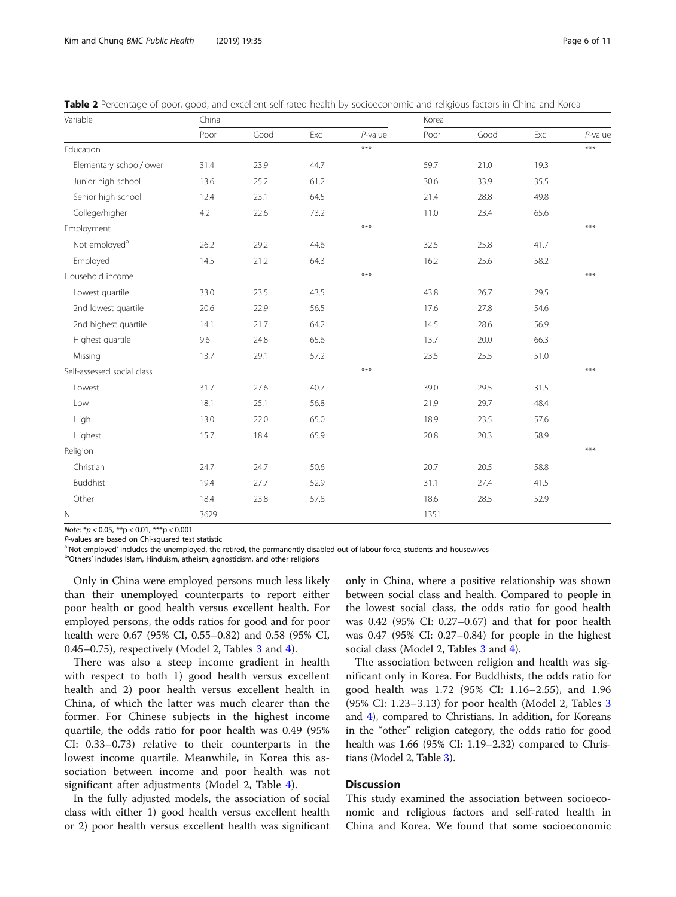**Table 2** Percentage of poor, good, and excellent self-rated health by socioeconomic and religious factors in China and Korea

| Variable | China | | | | Korea | | | |
|---|---|---|---|---|---|---|---|---|
| | Poor | Good | Exc | *P*-value | Poor | Good | Exc | *P*-value |
| Education | | | | *** | | | | *** |
| Elementary school/lower | 31.4 | 23.9 | 44.7 | | 59.7 | 21.0 | 19.3 | |
| Junior high school | 13.6 | 25.2 | 61.2 | | 30.6 | 33.9 | 35.5 | |
| Senior high school | 12.4 | 23.1 | 64.5 | | 21.4 | 28.8 | 49.8 | |
| College/higher | 4.2 | 22.6 | 73.2 | | 11.0 | 23.4 | 65.6 | |
| Employment | | | | *** | | | | *** |
| Not employed[a] | 26.2 | 29.2 | 44.6 | | 32.5 | 25.8 | 41.7 | |
| Employed | 14.5 | 21.2 | 64.3 | | 16.2 | 25.6 | 58.2 | |
| Household income | | | | *** | | | | *** |
| Lowest quartile | 33.0 | 23.5 | 43.5 | | 43.8 | 26.7 | 29.5 | |
| 2nd lowest quartile | 20.6 | 22.9 | 56.5 | | 17.6 | 27.8 | 54.6 | |
| 2nd highest quartile | 14.1 | 21.7 | 64.2 | | 14.5 | 28.6 | 56.9 | |
| Highest quartile | 9.6 | 24.8 | 65.6 | | 13.7 | 20.0 | 66.3 | |
| Missing | 13.7 | 29.1 | 57.2 | | 23.5 | 25.5 | 51.0 | |
| Self-assessed social class | | | | *** | | | | *** |
| Lowest | 31.7 | 27.6 | 40.7 | | 39.0 | 29.5 | 31.5 | |
| Low | 18.1 | 25.1 | 56.8 | | 21.9 | 29.7 | 48.4 | |
| High | 13.0 | 22.0 | 65.0 | | 18.9 | 23.5 | 57.6 | |
| Highest | 15.7 | 18.4 | 65.9 | | 20.8 | 20.3 | 58.9 | |
| Religion | | | | | | | | *** |
| Christian | 24.7 | 24.7 | 50.6 | | 20.7 | 20.5 | 58.8 | |
| Buddhist | 19.4 | 27.7 | 52.9 | | 31.1 | 27.4 | 41.5 | |
| Other | 18.4 | 23.8 | 57.8 | | 18.6 | 28.5 | 52.9 | |
| N | 3629 | | | | 1351 | | | |

*Note*: *p < 0.05, **p < 0.01, ***p < 0.001

*P*-values are based on Chi-squared test statistic

[a]'Not employed' includes the unemployed, the retired, the permanently disabled out of labour force, students and housewives

[b]'Others' includes Islam, Hinduism, atheism, agnosticism, and other religions

Only in China were employed persons much less likely than their unemployed counterparts to report either poor health or good health versus excellent health. For employed persons, the odds ratios for good and for poor health were 0.67 (95% CI, 0.55–0.82) and 0.58 (95% CI, 0.45–0.75), respectively (Model 2, Tables 3 and 4).

There was also a steep income gradient in health with respect to both 1) good health versus excellent health and 2) poor health versus excellent health in China, of which the latter was much clearer than the former. For Chinese subjects in the highest income quartile, the odds ratio for poor health was 0.49 (95% CI: 0.33–0.73) relative to their counterparts in the lowest income quartile. Meanwhile, in Korea this association between income and poor health was not significant after adjustments (Model 2, Table 4).

In the fully adjusted models, the association of social class with either 1) good health versus excellent health or 2) poor health versus excellent health was significant only in China, where a positive relationship was shown between social class and health. Compared to people in the lowest social class, the odds ratio for good health was 0.42 (95% CI: 0.27–0.67) and that for poor health was 0.47 (95% CI: 0.27–0.84) for people in the highest social class (Model 2, Tables 3 and 4).

The association between religion and health was significant only in Korea. For Buddhists, the odds ratio for good health was 1.72 (95% CI: 1.16–2.55), and 1.96 (95% CI: 1.23–3.13) for poor health (Model 2, Tables 3 and 4), compared to Christians. In addition, for Koreans in the "other" religion category, the odds ratio for good health was 1.66 (95% CI: 1.19–2.32) compared to Christians (Model 2, Table 3).

## Discussion

This study examined the association between socioeconomic and religious factors and self-rated health in China and Korea. We found that some socioeconomic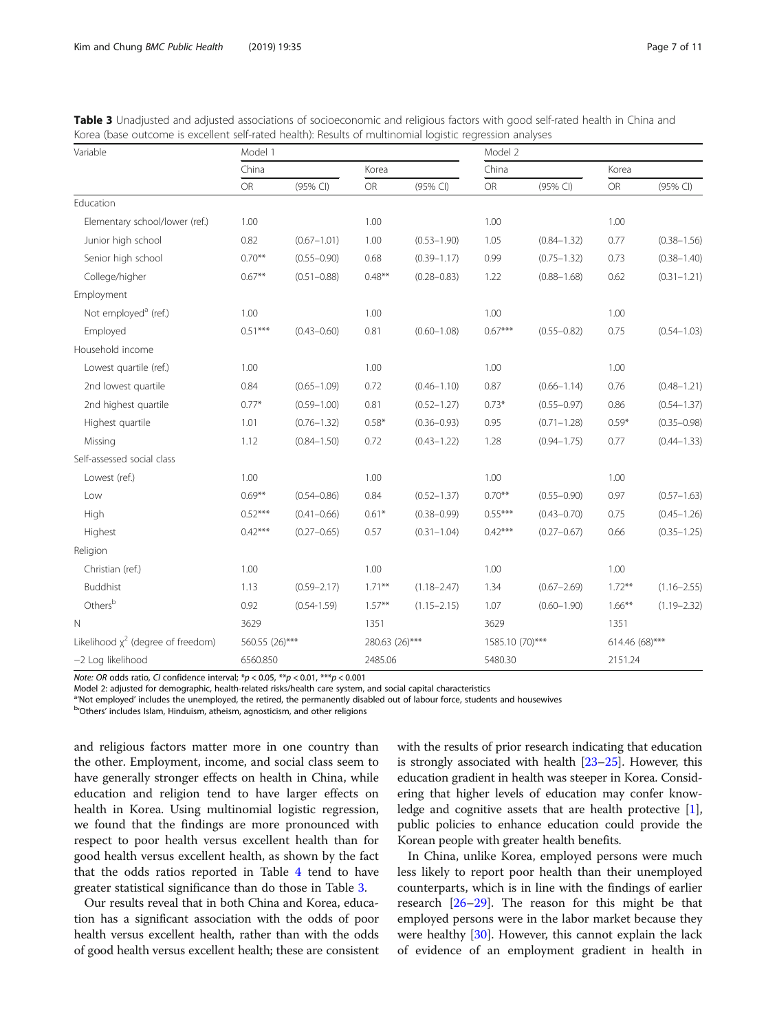**Table 3** Unadjusted and adjusted associations of socioeconomic and religious factors with good self-rated health in China and Korea (base outcome is excellent self-rated health): Results of multinomial logistic regression analyses

| Variable | Model 1 | | | | Model 2 | | | |
|---|---|---|---|---|---|---|---|---|
| | China | | Korea | | China | | Korea | |
| | OR | (95% CI) | OR | (95% CI) | OR | (95% CI) | OR | (95% CI) |
| Education | | | | | | | | |
| Elementary school/lower (ref.) | 1.00 | | 1.00 | | 1.00 | | 1.00 | |
| Junior high school | 0.82 | (0.67–1.01) | 1.00 | (0.53–1.90) | 1.05 | (0.84–1.32) | 0.77 | (0.38–1.56) |
| Senior high school | 0.70** | (0.55–0.90) | 0.68 | (0.39–1.17) | 0.99 | (0.75–1.32) | 0.73 | (0.38–1.40) |
| College/higher | 0.67** | (0.51–0.88) | 0.48** | (0.28–0.83) | 1.22 | (0.88–1.68) | 0.62 | (0.31–1.21) |
| Employment | | | | | | | | |
| Not employed[a] (ref.) | 1.00 | | 1.00 | | 1.00 | | 1.00 | |
| Employed | 0.51*** | (0.43–0.60) | 0.81 | (0.60–1.08) | 0.67*** | (0.55–0.82) | 0.75 | (0.54–1.03) |
| Household income | | | | | | | | |
| Lowest quartile (ref.) | 1.00 | | 1.00 | | 1.00 | | 1.00 | |
| 2nd lowest quartile | 0.84 | (0.65–1.09) | 0.72 | (0.46–1.10) | 0.87 | (0.66–1.14) | 0.76 | (0.48–1.21) |
| 2nd highest quartile | 0.77* | (0.59–1.00) | 0.81 | (0.52–1.27) | 0.73* | (0.55–0.97) | 0.86 | (0.54–1.37) |
| Highest quartile | 1.01 | (0.76–1.32) | 0.58* | (0.36–0.93) | 0.95 | (0.71–1.28) | 0.59* | (0.35–0.98) |
| Missing | 1.12 | (0.84–1.50) | 0.72 | (0.43–1.22) | 1.28 | (0.94–1.75) | 0.77 | (0.44–1.33) |
| Self-assessed social class | | | | | | | | |
| Lowest (ref.) | 1.00 | | 1.00 | | 1.00 | | 1.00 | |
| Low | 0.69** | (0.54–0.86) | 0.84 | (0.52–1.37) | 0.70** | (0.55–0.90) | 0.97 | (0.57–1.63) |
| High | 0.52*** | (0.41–0.66) | 0.61* | (0.38–0.99) | 0.55*** | (0.43–0.70) | 0.75 | (0.45–1.26) |
| Highest | 0.42*** | (0.27–0.65) | 0.57 | (0.31–1.04) | 0.42*** | (0.27–0.67) | 0.66 | (0.35–1.25) |
| Religion | | | | | | | | |
| Christian (ref.) | 1.00 | | 1.00 | | 1.00 | | 1.00 | |
| Buddhist | 1.13 | (0.59–2.17) | 1.71** | (1.18–2.47) | 1.34 | (0.67–2.69) | 1.72** | (1.16–2.55) |
| Others[b] | 0.92 | (0.54-1.59) | 1.57** | (1.15–2.15) | 1.07 | (0.60–1.90) | 1.66** | (1.19–2.32) |
| N | 3629 | | 1351 | | 3629 | | 1351 | |
| Likelihood $\chi^2$ (degree of freedom) | 560.55 (26)*** | | 280.63 (26)*** | | 1585.10 (70)*** | | 614.46 (68)*** | |
| −2 Log likelihood | 6560.850 | | 2485.06 | | 5480.30 | | 2151.24 | |

*Note: OR* odds ratio, *CI* confidence interval; *$p < 0.05$, **$p < 0.01$, ***$p < 0.001$

Model 2: adjusted for demographic, health-related risks/health care system, and social capital characteristics

[a]'Not employed' includes the unemployed, the retired, the permanently disabled out of labour force, students and housewives

[b]'Others' includes Islam, Hinduism, atheism, agnosticism, and other religions

and religious factors matter more in one country than the other. Employment, income, and social class seem to have generally stronger effects on health in China, while education and religion tend to have larger effects on health in Korea. Using multinomial logistic regression, we found that the findings are more pronounced with respect to poor health versus excellent health than for good health versus excellent health, as shown by the fact that the odds ratios reported in Table 4 tend to have greater statistical significance than do those in Table 3.

Our results reveal that in both China and Korea, education has a significant association with the odds of poor health versus excellent health, rather than with the odds of good health versus excellent health; these are consistent with the results of prior research indicating that education is strongly associated with health [23–25]. However, this education gradient in health was steeper in Korea. Considering that higher levels of education may confer knowledge and cognitive assets that are health protective [1], public policies to enhance education could provide the Korean people with greater health benefits.

In China, unlike Korea, employed persons were much less likely to report poor health than their unemployed counterparts, which is in line with the findings of earlier research [26–29]. The reason for this might be that employed persons were in the labor market because they were healthy [30]. However, this cannot explain the lack of evidence of an employment gradient in health in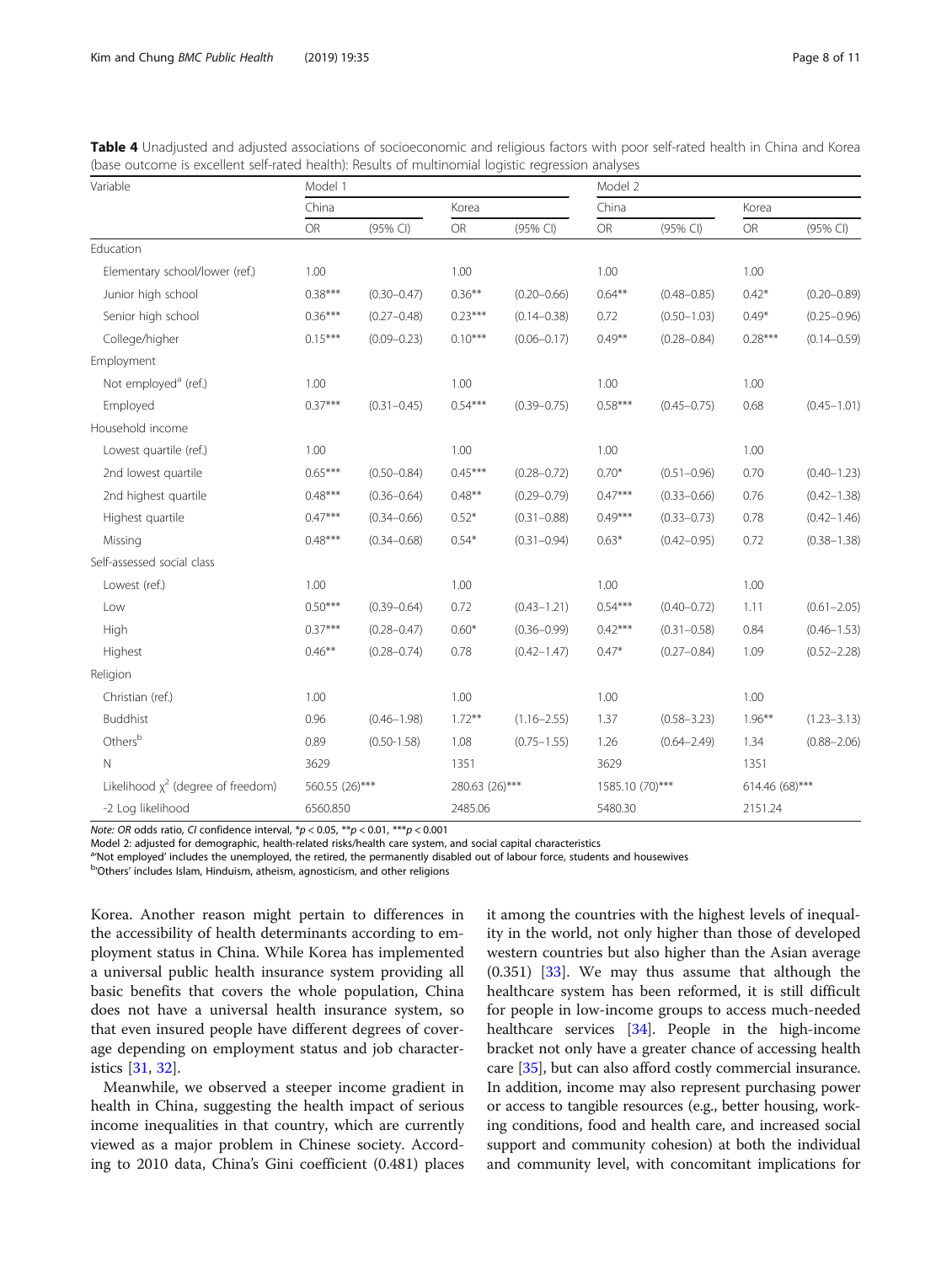**Table 4** Unadjusted and adjusted associations of socioeconomic and religious factors with poor self-rated health in China and Korea (base outcome is excellent self-rated health): Results of multinomial logistic regression analyses

| Variable | Model 1 | | | | Model 2 | | | |
|---|---|---|---|---|---|---|---|---|
| | China | | Korea | | China | | Korea | |
| | OR | (95% CI) | OR | (95% CI) | OR | (95% CI) | OR | (95% CI) |
| Education | | | | | | | | |
| Elementary school/lower (ref.) | 1.00 | | 1.00 | | 1.00 | | 1.00 | |
| Junior high school | 0.38*** | (0.30–0.47) | 0.36** | (0.20–0.66) | 0.64** | (0.48–0.85) | 0.42* | (0.20–0.89) |
| Senior high school | 0.36*** | (0.27–0.48) | 0.23*** | (0.14–0.38) | 0.72 | (0.50–1.03) | 0.49* | (0.25–0.96) |
| College/higher | 0.15*** | (0.09–0.23) | 0.10*** | (0.06–0.17) | 0.49** | (0.28–0.84) | 0.28*** | (0.14–0.59) |
| Employment | | | | | | | | |
| Not employed[a] (ref.) | 1.00 | | 1.00 | | 1.00 | | 1.00 | |
| Employed | 0.37*** | (0.31–0.45) | 0.54*** | (0.39–0.75) | 0.58*** | (0.45–0.75) | 0.68 | (0.45–1.01) |
| Household income | | | | | | | | |
| Lowest quartile (ref.) | 1.00 | | 1.00 | | 1.00 | | 1.00 | |
| 2nd lowest quartile | 0.65*** | (0.50–0.84) | 0.45*** | (0.28–0.72) | 0.70* | (0.51–0.96) | 0.70 | (0.40–1.23) |
| 2nd highest quartile | 0.48*** | (0.36–0.64) | 0.48** | (0.29–0.79) | 0.47*** | (0.33–0.66) | 0.76 | (0.42–1.38) |
| Highest quartile | 0.47*** | (0.34–0.66) | 0.52* | (0.31–0.88) | 0.49*** | (0.33–0.73) | 0.78 | (0.42–1.46) |
| Missing | 0.48*** | (0.34–0.68) | 0.54* | (0.31–0.94) | 0.63* | (0.42–0.95) | 0.72 | (0.38–1.38) |
| Self-assessed social class | | | | | | | | |
| Lowest (ref.) | 1.00 | | 1.00 | | 1.00 | | 1.00 | |
| Low | 0.50*** | (0.39–0.64) | 0.72 | (0.43–1.21) | 0.54*** | (0.40–0.72) | 1.11 | (0.61–2.05) |
| High | 0.37*** | (0.28–0.47) | 0.60* | (0.36–0.99) | 0.42*** | (0.31–0.58) | 0.84 | (0.46–1.53) |
| Highest | 0.46** | (0.28–0.74) | 0.78 | (0.42–1.47) | 0.47* | (0.27–0.84) | 1.09 | (0.52–2.28) |
| Religion | | | | | | | | |
| Christian (ref.) | 1.00 | | 1.00 | | 1.00 | | 1.00 | |
| Buddhist | 0.96 | (0.46–1.98) | 1.72** | (1.16–2.55) | 1.37 | (0.58–3.23) | 1.96** | (1.23–3.13) |
| Others[b] | 0.89 | (0.50-1.58) | 1.08 | (0.75–1.55) | 1.26 | (0.64–2.49) | 1.34 | (0.88–2.06) |
| N | 3629 | | 1351 | | 3629 | | 1351 | |
| Likelihood $\chi^2$ (degree of freedom) | 560.55 (26)*** | | 280.63 (26)*** | | 1585.10 (70)*** | | 614.46 (68)*** | |
| -2 Log likelihood | 6560.850 | | 2485.06 | | 5480.30 | | 2151.24 | |

*Note: OR* odds ratio, *CI* confidence interval, *$p < 0.05$, **$p < 0.01$, ***$p < 0.001$

Model 2: adjusted for demographic, health-related risks/health care system, and social capital characteristics

[a]'Not employed' includes the unemployed, the retired, the permanently disabled out of labour force, students and housewives

[b]'Others' includes Islam, Hinduism, atheism, agnosticism, and other religions

Korea. Another reason might pertain to differences in the accessibility of health determinants according to employment status in China. While Korea has implemented a universal public health insurance system providing all basic benefits that covers the whole population, China does not have a universal health insurance system, so that even insured people have different degrees of coverage depending on employment status and job characteristics [31, 32].

Meanwhile, we observed a steeper income gradient in health in China, suggesting the health impact of serious income inequalities in that country, which are currently viewed as a major problem in Chinese society. According to 2010 data, China's Gini coefficient (0.481) places it among the countries with the highest levels of inequality in the world, not only higher than those of developed western countries but also higher than the Asian average (0.351) [33]. We may thus assume that although the healthcare system has been reformed, it is still difficult for people in low-income groups to access much-needed healthcare services [34]. People in the high-income bracket not only have a greater chance of accessing health care [35], but can also afford costly commercial insurance. In addition, income may also represent purchasing power or access to tangible resources (e.g., better housing, working conditions, food and health care, and increased social support and community cohesion) at both the individual and community level, with concomitant implications for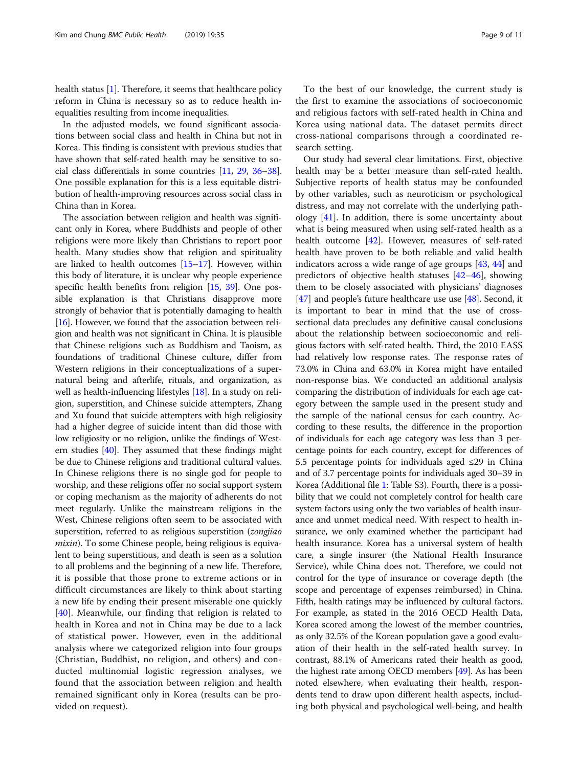health status [1]. Therefore, it seems that healthcare policy reform in China is necessary so as to reduce health inequalities resulting from income inequalities.

In the adjusted models, we found significant associations between social class and health in China but not in Korea. This finding is consistent with previous studies that have shown that self-rated health may be sensitive to social class differentials in some countries [11, 29, 36–38]. One possible explanation for this is a less equitable distribution of health-improving resources across social class in China than in Korea.

The association between religion and health was significant only in Korea, where Buddhists and people of other religions were more likely than Christians to report poor health. Many studies show that religion and spirituality are linked to health outcomes [15–17]. However, within this body of literature, it is unclear why people experience specific health benefits from religion [15, 39]. One possible explanation is that Christians disapprove more strongly of behavior that is potentially damaging to health [16]. However, we found that the association between religion and health was not significant in China. It is plausible that Chinese religions such as Buddhism and Taoism, as foundations of traditional Chinese culture, differ from Western religions in their conceptualizations of a supernatural being and afterlife, rituals, and organization, as well as health-influencing lifestyles [18]. In a study on religion, superstition, and Chinese suicide attempters, Zhang and Xu found that suicide attempters with high religiosity had a higher degree of suicide intent than did those with low religiosity or no religion, unlike the findings of Western studies [40]. They assumed that these findings might be due to Chinese religions and traditional cultural values. In Chinese religions there is no single god for people to worship, and these religions offer no social support system or coping mechanism as the majority of adherents do not meet regularly. Unlike the mainstream religions in the West, Chinese religions often seem to be associated with superstition, referred to as religious superstition (*zongjiao mixin*). To some Chinese people, being religious is equivalent to being superstitious, and death is seen as a solution to all problems and the beginning of a new life. Therefore, it is possible that those prone to extreme actions or in difficult circumstances are likely to think about starting a new life by ending their present miserable one quickly [40]. Meanwhile, our finding that religion is related to health in Korea and not in China may be due to a lack of statistical power. However, even in the additional analysis where we categorized religion into four groups (Christian, Buddhist, no religion, and others) and conducted multinomial logistic regression analyses, we found that the association between religion and health remained significant only in Korea (results can be provided on request).

To the best of our knowledge, the current study is the first to examine the associations of socioeconomic and religious factors with self-rated health in China and Korea using national data. The dataset permits direct cross-national comparisons through a coordinated research setting.

Our study had several clear limitations. First, objective health may be a better measure than self-rated health. Subjective reports of health status may be confounded by other variables, such as neuroticism or psychological distress, and may not correlate with the underlying pathology [41]. In addition, there is some uncertainty about what is being measured when using self-rated health as a health outcome [42]. However, measures of self-rated health have proven to be both reliable and valid health indicators across a wide range of age groups [43, 44] and predictors of objective health statuses [42–46], showing them to be closely associated with physicians' diagnoses [47] and people's future healthcare use use [48]. Second, it is important to bear in mind that the use of cross-sectional data precludes any definitive causal conclusions about the relationship between socioeconomic and religious factors with self-rated health. Third, the 2010 EASS had relatively low response rates. The response rates of 73.0% in China and 63.0% in Korea might have entailed non-response bias. We conducted an additional analysis comparing the distribution of individuals for each age category between the sample used in the present study and the sample of the national census for each country. According to these results, the difference in the proportion of individuals for each age category was less than 3 percentage points for each country, except for differences of 5.5 percentage points for individuals aged ≤29 in China and of 3.7 percentage points for individuals aged 30–39 in Korea (Additional file 1: Table S3). Fourth, there is a possibility that we could not completely control for health care system factors using only the two variables of health insurance and unmet medical need. With respect to health insurance, we only examined whether the participant had health insurance. Korea has a universal system of health care, a single insurer (the National Health Insurance Service), while China does not. Therefore, we could not control for the type of insurance or coverage depth (the scope and percentage of expenses reimbursed) in China. Fifth, health ratings may be influenced by cultural factors. For example, as stated in the 2016 OECD Health Data, Korea scored among the lowest of the member countries, as only 32.5% of the Korean population gave a good evaluation of their health in the self-rated health survey. In contrast, 88.1% of Americans rated their health as good, the highest rate among OECD members [49]. As has been noted elsewhere, when evaluating their health, respondents tend to draw upon different health aspects, including both physical and psychological well-being, and health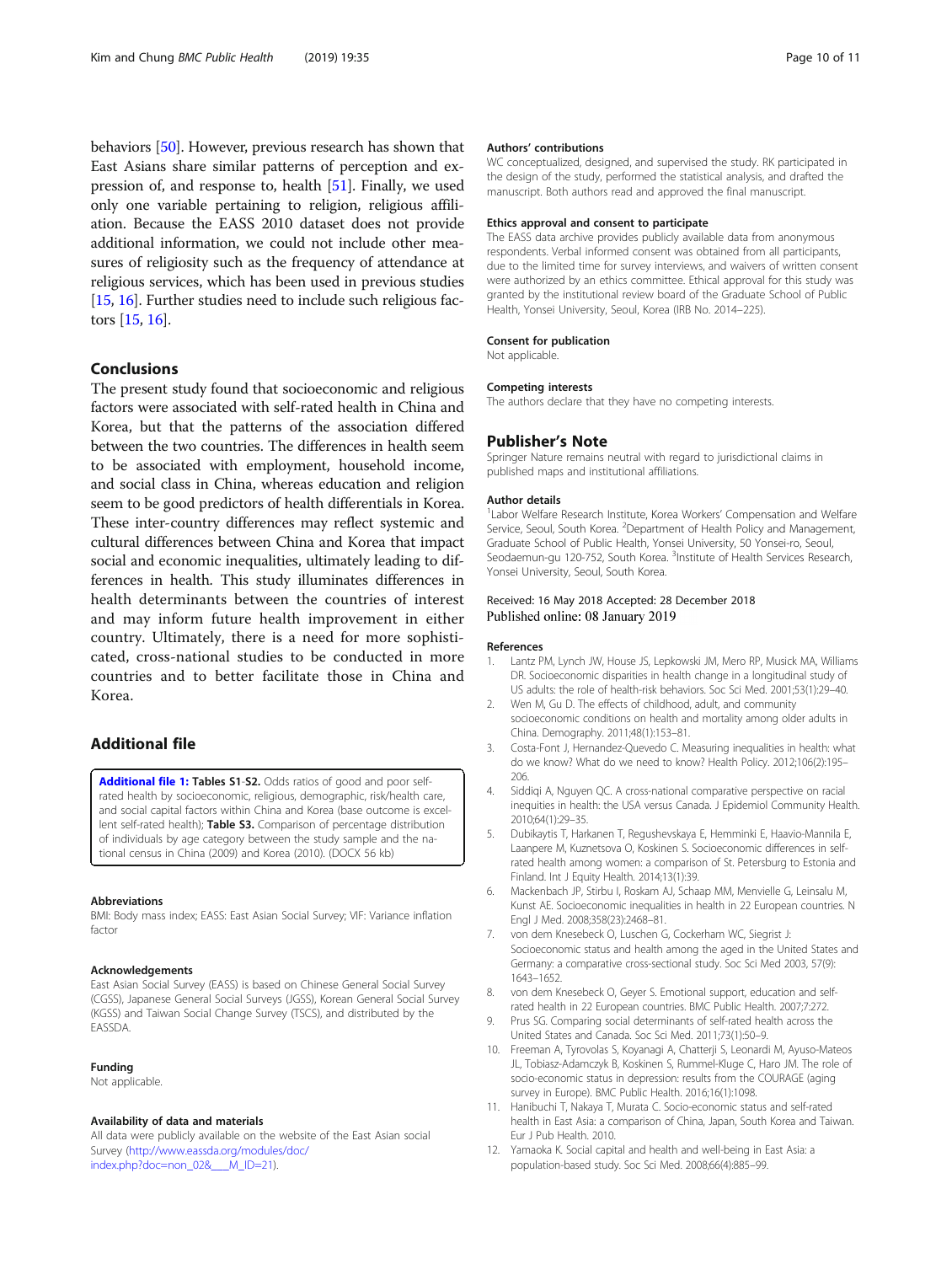behaviors [50]. However, previous research has shown that East Asians share similar patterns of perception and expression of, and response to, health [51]. Finally, we used only one variable pertaining to religion, religious affiliation. Because the EASS 2010 dataset does not provide additional information, we could not include other measures of religiosity such as the frequency of attendance at religious services, which has been used in previous studies [15, 16]. Further studies need to include such religious factors [15, 16].

## Conclusions

The present study found that socioeconomic and religious factors were associated with self-rated health in China and Korea, but that the patterns of the association differed between the two countries. The differences in health seem to be associated with employment, household income, and social class in China, whereas education and religion seem to be good predictors of health differentials in Korea. These inter-country differences may reflect systemic and cultural differences between China and Korea that impact social and economic inequalities, ultimately leading to differences in health. This study illuminates differences in health determinants between the countries of interest and may inform future health improvement in either country. Ultimately, there is a need for more sophisticated, cross-national studies to be conducted in more countries and to better facilitate those in China and Korea.

## Additional file

**Additional file 1: Tables S1-S2.** Odds ratios of good and poor self-rated health by socioeconomic, religious, demographic, risk/health care, and social capital factors within China and Korea (base outcome is excellent self-rated health); **Table S3.** Comparison of percentage distribution of individuals by age category between the study sample and the national census in China (2009) and Korea (2010). (DOCX 56 kb)

### Abbreviations

BMI: Body mass index; EASS: East Asian Social Survey; VIF: Variance inflation factor

### Acknowledgements

East Asian Social Survey (EASS) is based on Chinese General Social Survey (CGSS), Japanese General Social Surveys (JGSS), Korean General Social Survey (KGSS) and Taiwan Social Change Survey (TSCS), and distributed by the EASSDA.

### Funding

Not applicable.

### Availability of data and materials

All data were publicly available on the website of the East Asian social Survey (http://www.eassda.org/modules/doc/index.php?doc=non_02&___M_ID=21).

### Authors' contributions

WC conceptualized, designed, and supervised the study. RK participated in the design of the study, performed the statistical analysis, and drafted the manuscript. Both authors read and approved the final manuscript.

### Ethics approval and consent to participate

The EASS data archive provides publicly available data from anonymous respondents. Verbal informed consent was obtained from all participants, due to the limited time for survey interviews, and waivers of written consent were authorized by an ethics committee. Ethical approval for this study was granted by the institutional review board of the Graduate School of Public Health, Yonsei University, Seoul, Korea (IRB No. 2014–225).

### Consent for publication

Not applicable.

### Competing interests

The authors declare that they have no competing interests.

## Publisher's Note

Springer Nature remains neutral with regard to jurisdictional claims in published maps and institutional affiliations.

### Author details

[1]Labor Welfare Research Institute, Korea Workers' Compensation and Welfare Service, Seoul, South Korea. [2]Department of Health Policy and Management, Graduate School of Public Health, Yonsei University, 50 Yonsei-ro, Seoul, Seodaemun-gu 120-752, South Korea. [3]Institute of Health Services Research, Yonsei University, Seoul, South Korea.

Received: 16 May 2018 Accepted: 28 December 2018
Published online: 08 January 2019

### References

1. Lantz PM, Lynch JW, House JS, Lepkowski JM, Mero RP, Musick MA, Williams DR. Socioeconomic disparities in health change in a longitudinal study of US adults: the role of health-risk behaviors. Soc Sci Med. 2001;53(1):29–40.
2. Wen M, Gu D. The effects of childhood, adult, and community socioeconomic conditions on health and mortality among older adults in China. Demography. 2011;48(1):153–81.
3. Costa-Font J, Hernandez-Quevedo C. Measuring inequalities in health: what do we know? What do we need to know? Health Policy. 2012;106(2):195–206.
4. Siddiqi A, Nguyen QC. A cross-national comparative perspective on racial inequities in health: the USA versus Canada. J Epidemiol Community Health. 2010;64(1):29–35.
5. Dubikaytis T, Harkanen T, Regushevskaya E, Hemminki E, Haavio-Mannila E, Laanpere M, Kuznetsova O, Koskinen S. Socioeconomic differences in self-rated health among women: a comparison of St. Petersburg to Estonia and Finland. Int J Equity Health. 2014;13(1):39.
6. Mackenbach JP, Stirbu I, Roskam AJ, Schaap MM, Menvielle G, Leinsalu M, Kunst AE. Socioeconomic inequalities in health in 22 European countries. N Engl J Med. 2008;358(23):2468–81.
7. von dem Knesebeck O, Luschen G, Cockerham WC, Siegrist J: Socioeconomic status and health among the aged in the United States and Germany: a comparative cross-sectional study. Soc Sci Med 2003, 57(9): 1643–1652.
8. von dem Knesebeck O, Geyer S. Emotional support, education and self-rated health in 22 European countries. BMC Public Health. 2007;7:272.
9. Prus SG. Comparing social determinants of self-rated health across the United States and Canada. Soc Sci Med. 2011;73(1):50–9.
10. Freeman A, Tyrovolas S, Koyanagi A, Chatterji S, Leonardi M, Ayuso-Mateos JL, Tobiasz-Adamczyk B, Koskinen S, Rummel-Kluge C, Haro JM. The role of socio-economic status in depression: results from the COURAGE (aging survey in Europe). BMC Public Health. 2016;16(1):1098.
11. Hanibuchi T, Nakaya T, Murata C. Socio-economic status and self-rated health in East Asia: a comparison of China, Japan, South Korea and Taiwan. Eur J Pub Health. 2010.
12. Yamaoka K. Social capital and health and well-being in East Asia: a population-based study. Soc Sci Med. 2008;66(4):885–99.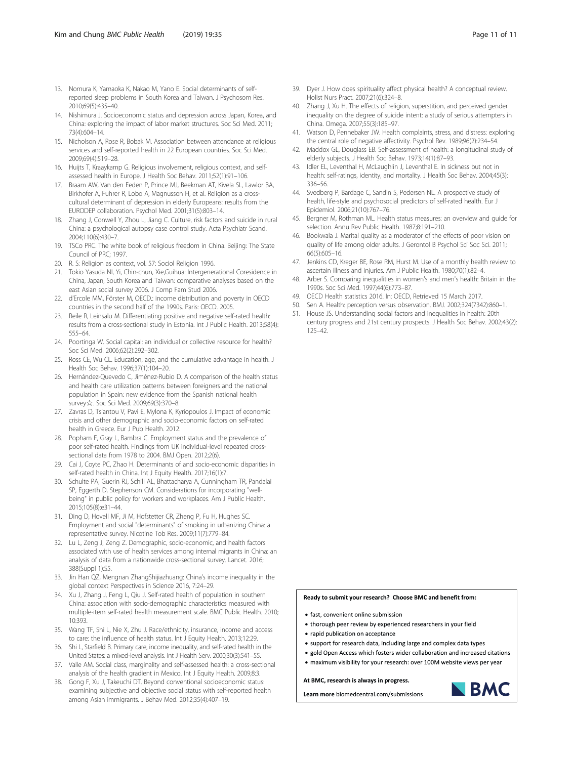13. Nomura K, Yamaoka K, Nakao M, Yano E. Social determinants of self-reported sleep problems in South Korea and Taiwan. J Psychosom Res. 2010;69(5):435–40.
14. Nishimura J. Socioeconomic status and depression across Japan, Korea, and China: exploring the impact of labor market structures. Soc Sci Med. 2011;73(4):604–14.
15. Nicholson A, Rose R, Bobak M. Association between attendance at religious services and self-reported health in 22 European countries. Soc Sci Med. 2009;69(4):519–28.
16. Huijts T, Kraaykamp G. Religious involvement, religious context, and self-assessed health in Europe. J Health Soc Behav. 2011;52(1):91–106.
17. Braam AW, Van den Eeden P, Prince MJ, Beekman AT, Kivela SL, Lawlor BA, Birkhofer A, Fuhrer R, Lobo A, Magnusson H, et al. Religion as a cross-cultural determinant of depression in elderly Europeans: results from the EURODEP collaboration. Psychol Med. 2001;31(5):803–14.
18. Zhang J, Conwell Y, Zhou L, Jiang C. Culture, risk factors and suicide in rural China: a psychological autopsy case control study. Acta Psychiatr Scand. 2004;110(6):430–7.
19. TSCo PRC. The white book of religious freedom in China. Beijing: The State Council of PRC; 1997.
20. R. S: Religion as context, vol. 57: Sociol Religion 1996.
21. Tokio Yasuda NI, Yi, Chin-chun, Xie,Guihua: Intergenerational Coresidence in China, Japan, South Korea and Taiwan: comparative analyses based on the east Asian social survey 2006. J Comp Fam Stud 2006.
22. d'Ercole MM, Förster M, OECD.: income distribution and poverty in OECD countries in the second half of the 1990s. Paris: OECD. 2005.
23. Reile R, Leinsalu M. Differentiating positive and negative self-rated health: results from a cross-sectional study in Estonia. Int J Public Health. 2013;58(4):555–64.
24. Poortinga W. Social capital: an individual or collective resource for health? Soc Sci Med. 2006;62(2):292–302.
25. Ross CE, Wu CL. Education, age, and the cumulative advantage in health. J Health Soc Behav. 1996;37(1):104–20.
26. Hernández-Quevedo C, Jiménez-Rubio D. A comparison of the health status and health care utilization patterns between foreigners and the national population in Spain: new evidence from the Spanish national health survey☆. Soc Sci Med. 2009;69(3):370–8.
27. Zavras D, Tsiantou V, Pavi E, Mylona K, Kyriopoulos J. Impact of economic crisis and other demographic and socio-economic factors on self-rated health in Greece. Eur J Pub Health. 2012.
28. Popham F, Gray L, Bambra C. Employment status and the prevalence of poor self-rated health. Findings from UK individual-level repeated cross-sectional data from 1978 to 2004. BMJ Open. 2012;2(6).
29. Cai J, Coyte PC, Zhao H. Determinants of and socio-economic disparities in self-rated health in China. Int J Equity Health. 2017;16(1):7.
30. Schulte PA, Guerin RJ, Schill AL, Bhattacharya A, Cunningham TR, Pandalai SP, Eggerth D, Stephenson CM. Considerations for incorporating "well-being" in public policy for workers and workplaces. Am J Public Health. 2015;105(8):e31–44.
31. Ding D, Hovell MF, Ji M, Hofstetter CR, Zheng P, Fu H, Hughes SC. Employment and social "determinants" of smoking in urbanizing China: a representative survey. Nicotine Tob Res. 2009;11(7):779–84.
32. Lu L, Zeng J, Zeng Z. Demographic, socio-economic, and health factors associated with use of health services among internal migrants in China: an analysis of data from a nationwide cross-sectional survey. Lancet. 2016;388(Suppl 1):S5.
33. Jin Han QZ, Mengnan ZhangShijiazhuang: China's income inequality in the global context Perspectives in Science 2016, 7:24–29.
34. Xu J, Zhang J, Feng L, Qiu J. Self-rated health of population in southern China: association with socio-demographic characteristics measured with multiple-item self-rated health measurement scale. BMC Public Health. 2010;10:393.
35. Wang TF, Shi L, Nie X, Zhu J. Race/ethnicity, insurance, income and access to care: the influence of health status. Int J Equity Health. 2013;12:29.
36. Shi L, Starfield B. Primary care, income inequality, and self-rated health in the United States: a mixed-level analysis. Int J Health Serv. 2000;30(3):541–55.
37. Valle AM. Social class, marginality and self-assessed health: a cross-sectional analysis of the health gradient in Mexico. Int J Equity Health. 2009;8:3.
38. Gong F, Xu J, Takeuchi DT. Beyond conventional socioeconomic status: examining subjective and objective social status with self-reported health among Asian immigrants. J Behav Med. 2012;35(4):407–19.
39. Dyer J. How does spirituality affect physical health? A conceptual review. Holist Nurs Pract. 2007;21(6):324–8.
40. Zhang J, Xu H. The effects of religion, superstition, and perceived gender inequality on the degree of suicide intent: a study of serious attempters in China. Omega. 2007;55(3):185–97.
41. Watson D, Pennebaker JW. Health complaints, stress, and distress: exploring the central role of negative affectivity. Psychol Rev. 1989;96(2):234–54.
42. Maddox GL, Douglass EB. Self-assessment of health: a longitudinal study of elderly subjects. J Health Soc Behav. 1973;14(1):87–93.
43. Idler EL, Leventhal H, McLaughlin J, Leventhal E. In sickness but not in health: self-ratings, identity, and mortality. J Health Soc Behav. 2004;45(3):336–56.
44. Svedberg P, Bardage C, Sandin S, Pedersen NL. A prospective study of health, life-style and psychosocial predictors of self-rated health. Eur J Epidemiol. 2006;21(10):767–76.
45. Bergner M, Rothman ML. Health status measures: an overview and guide for selection. Annu Rev Public Health. 1987;8:191–210.
46. Bookwala J. Marital quality as a moderator of the effects of poor vision on quality of life among older adults. J Gerontol B Psychol Sci Soc Sci. 2011;66(5):605–16.
47. Jenkins CD, Kreger BE, Rose RM, Hurst M. Use of a monthly health review to ascertain illness and injuries. Am J Public Health. 1980;70(1):82–4.
48. Arber S. Comparing inequalities in women's and men's health: Britain in the 1990s. Soc Sci Med. 1997;44(6):773–87.
49. OECD Health statistics 2016. In: OECD, Retrieved 15 March 2017.
50. Sen A. Health: perception versus observation. BMJ. 2002;324(7342):860–1.
51. House JS. Understanding social factors and inequalities in health: 20th century progress and 21st century prospects. J Health Soc Behav. 2002;43(2):125–42.

**Ready to submit your research? Choose BMC and benefit from:**

- fast, convenient online submission
- thorough peer review by experienced researchers in your field
- rapid publication on acceptance
- support for research data, including large and complex data types
- gold Open Access which fosters wider collaboration and increased citations
- maximum visibility for your research: over 100M website views per year

**At BMC, research is always in progress.**

**Learn more** biomedcentral.com/submissions

BMC